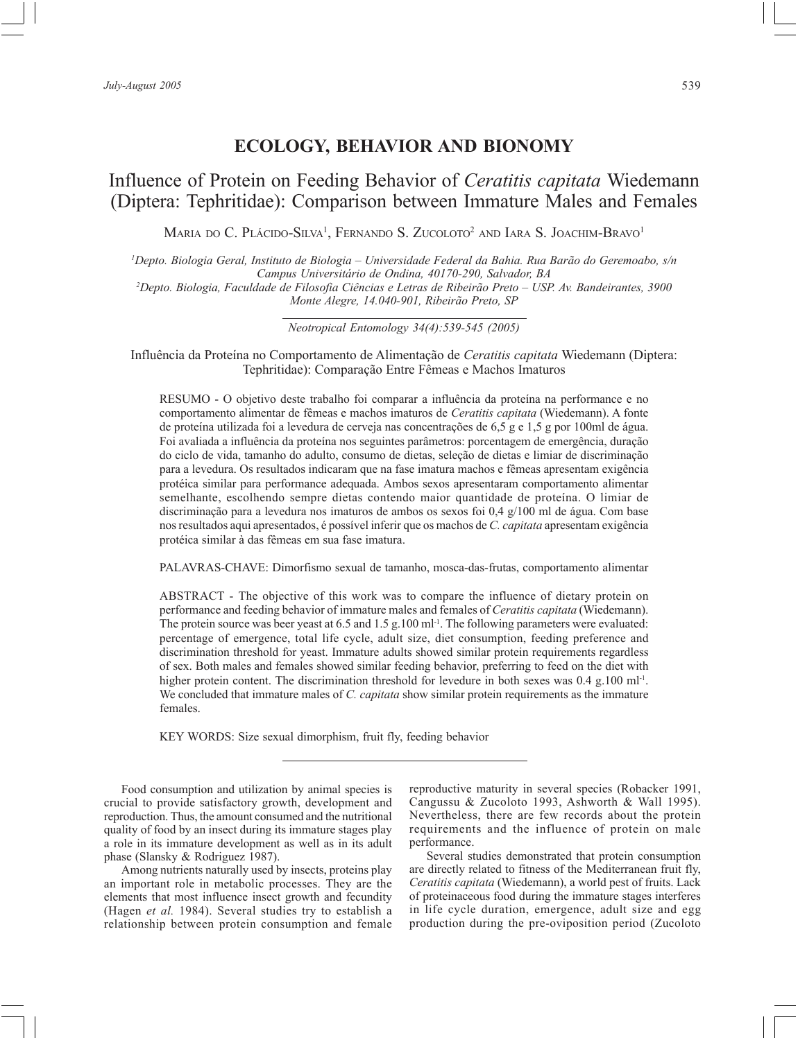## ECOLOGY, BEHAVIOR AND BIONOMY

# Influence of Protein on Feeding Behavior of *Ceratitis capitata* Wiedemann (Diptera: Tephritidae): Comparison between Immature Males and Females

MARIA DO C. PLÁCIDO-SILVA[1], FERNANDO S. ZUCOLOTO[2] AND IARA S. JOACHIM-BRAVO[1]

[1]*Depto. Biologia Geral, Instituto de Biologia – Universidade Federal da Bahia. Rua Barão do Geremoabo, s/n Campus Universitário de Ondina, 40170-290, Salvador, BA*
[2]*Depto. Biologia, Faculdade de Filosofia Ciências e Letras de Ribeirão Preto – USP. Av. Bandeirantes, 3900 Monte Alegre, 14.040-901, Ribeirão Preto, SP*

*Neotropical Entomology 34(4):539-545 (2005)*

Influência da Proteína no Comportamento de Alimentação de *Ceratitis capitata* Wiedemann (Diptera: Tephritidae): Comparação Entre Fêmeas e Machos Imaturos

RESUMO - O objetivo deste trabalho foi comparar a influência da proteína na performance e no comportamento alimentar de fêmeas e machos imaturos de *Ceratitis capitata* (Wiedemann). A fonte de proteína utilizada foi a levedura de cerveja nas concentrações de 6,5 g e 1,5 g por 100ml de água. Foi avaliada a influência da proteína nos seguintes parâmetros: porcentagem de emergência, duração do ciclo de vida, tamanho do adulto, consumo de dietas, seleção de dietas e limiar de discriminação para a levedura. Os resultados indicaram que na fase imatura machos e fêmeas apresentam exigência protéica similar para performance adequada. Ambos sexos apresentaram comportamento alimentar semelhante, escolhendo sempre dietas contendo maior quantidade de proteína. O limiar de discriminação para a levedura nos imaturos de ambos os sexos foi 0,4 g/100 ml de água. Com base nos resultados aqui apresentados, é possível inferir que os machos de *C. capitata* apresentam exigência protéica similar à das fêmeas em sua fase imatura.

PALAVRAS-CHAVE: Dimorfismo sexual de tamanho, mosca-das-frutas, comportamento alimentar

ABSTRACT - The objective of this work was to compare the influence of dietary protein on performance and feeding behavior of immature males and females of *Ceratitis capitata* (Wiedemann). The protein source was beer yeast at 6.5 and 1.5 g.100 ml$^{-1}$. The following parameters were evaluated: percentage of emergence, total life cycle, adult size, diet consumption, feeding preference and discrimination threshold for yeast. Immature adults showed similar protein requirements regardless of sex. Both males and females showed similar feeding behavior, preferring to feed on the diet with higher protein content. The discrimination threshold for levedure in both sexes was 0.4 g.100 ml$^{-1}$. We concluded that immature males of *C. capitata* show similar protein requirements as the immature females.

KEY WORDS: Size sexual dimorphism, fruit fly, feeding behavior

Food consumption and utilization by animal species is crucial to provide satisfactory growth, development and reproduction. Thus, the amount consumed and the nutritional quality of food by an insect during its immature stages play a role in its immature development as well as in its adult phase (Slansky & Rodriguez 1987).

Among nutrients naturally used by insects, proteins play an important role in metabolic processes. They are the elements that most influence insect growth and fecundity (Hagen *et al.* 1984). Several studies try to establish a relationship between protein consumption and female reproductive maturity in several species (Robacker 1991, Cangussu & Zucoloto 1993, Ashworth & Wall 1995). Nevertheless, there are few records about the protein requirements and the influence of protein on male performance.

Several studies demonstrated that protein consumption are directly related to fitness of the Mediterranean fruit fly, *Ceratitis capitata* (Wiedemann), a world pest of fruits. Lack of proteinaceous food during the immature stages interferes in life cycle duration, emergence, adult size and egg production during the pre-oviposition period (Zucoloto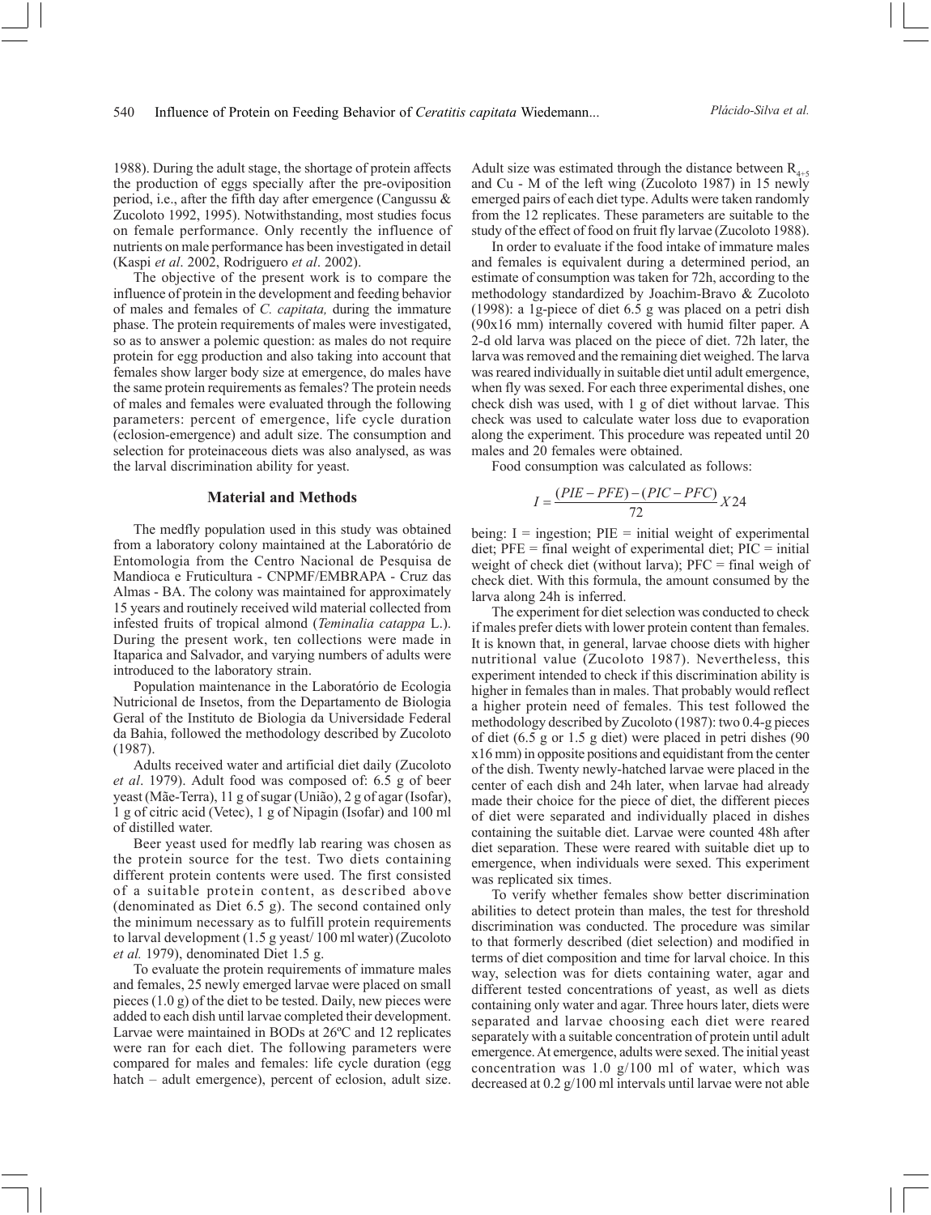1988). During the adult stage, the shortage of protein affects the production of eggs specially after the pre-oviposition period, i.e., after the fifth day after emergence (Cangussu & Zucoloto 1992, 1995). Notwithstanding, most studies focus on female performance. Only recently the influence of nutrients on male performance has been investigated in detail (Kaspi *et al*. 2002, Rodriguero *et al*. 2002).

The objective of the present work is to compare the influence of protein in the development and feeding behavior of males and females of *C. capitata,* during the immature phase. The protein requirements of males were investigated, so as to answer a polemic question: as males do not require protein for egg production and also taking into account that females show larger body size at emergence, do males have the same protein requirements as females? The protein needs of males and females were evaluated through the following parameters: percent of emergence, life cycle duration (eclosion-emergence) and adult size. The consumption and selection for proteinaceous diets was also analysed, as was the larval discrimination ability for yeast.

## Material and Methods

The medfly population used in this study was obtained from a laboratory colony maintained at the Laboratório de Entomologia from the Centro Nacional de Pesquisa de Mandioca e Fruticultura - CNPMF/EMBRAPA - Cruz das Almas - BA. The colony was maintained for approximately 15 years and routinely received wild material collected from infested fruits of tropical almond (*Teminalia catappa* L.). During the present work, ten collections were made in Itaparica and Salvador, and varying numbers of adults were introduced to the laboratory strain.

Population maintenance in the Laboratório de Ecologia Nutricional de Insetos, from the Departamento de Biologia Geral of the Instituto de Biologia da Universidade Federal da Bahia, followed the methodology described by Zucoloto (1987).

Adults received water and artificial diet daily (Zucoloto *et al*. 1979). Adult food was composed of: 6.5 g of beer yeast (Mãe-Terra), 11 g of sugar (União), 2 g of agar (Isofar), 1 g of citric acid (Vetec), 1 g of Nipagin (Isofar) and 100 ml of distilled water.

Beer yeast used for medfly lab rearing was chosen as the protein source for the test. Two diets containing different protein contents were used. The first consisted of a suitable protein content, as described above (denominated as Diet 6.5 g). The second contained only the minimum necessary as to fulfill protein requirements to larval development (1.5 g yeast/ 100 ml water) (Zucoloto *et al.* 1979), denominated Diet 1.5 g.

To evaluate the protein requirements of immature males and females, 25 newly emerged larvae were placed on small pieces (1.0 g) of the diet to be tested. Daily, new pieces were added to each dish until larvae completed their development. Larvae were maintained in BODs at 26ºC and 12 replicates were ran for each diet. The following parameters were compared for males and females: life cycle duration (egg hatch – adult emergence), percent of eclosion, adult size. Adult size was estimated through the distance between $R_{4+5}$ and Cu - M of the left wing (Zucoloto 1987) in 15 newly emerged pairs of each diet type. Adults were taken randomly from the 12 replicates. These parameters are suitable to the study of the effect of food on fruit fly larvae (Zucoloto 1988).

In order to evaluate if the food intake of immature males and females is equivalent during a determined period, an estimate of consumption was taken for 72h, according to the methodology standardized by Joachim-Bravo & Zucoloto (1998): a 1g-piece of diet 6.5 g was placed on a petri dish (90x16 mm) internally covered with humid filter paper. A 2-d old larva was placed on the piece of diet. 72h later, the larva was removed and the remaining diet weighed. The larva was reared individually in suitable diet until adult emergence, when fly was sexed. For each three experimental dishes, one check dish was used, with 1 g of diet without larvae. This check was used to calculate water loss due to evaporation along the experiment. This procedure was repeated until 20 males and 20 females were obtained.

Food consumption was calculated as follows:

$$I = \frac{(PIE - PFE) - (PIC - PFC)}{72} X 24$$

being: I = ingestion; PIE = initial weight of experimental diet; PFE = final weight of experimental diet; PIC = initial weight of check diet (without larva); PFC = final weigh of check diet. With this formula, the amount consumed by the larva along 24h is inferred.

The experiment for diet selection was conducted to check if males prefer diets with lower protein content than females. It is known that, in general, larvae choose diets with higher nutritional value (Zucoloto 1987). Nevertheless, this experiment intended to check if this discrimination ability is higher in females than in males. That probably would reflect a higher protein need of females. This test followed the methodology described by Zucoloto (1987): two 0.4-g pieces of diet (6.5 g or 1.5 g diet) were placed in petri dishes (90 x16 mm) in opposite positions and equidistant from the center of the dish. Twenty newly-hatched larvae were placed in the center of each dish and 24h later, when larvae had already made their choice for the piece of diet, the different pieces of diet were separated and individually placed in dishes containing the suitable diet. Larvae were counted 48h after diet separation. These were reared with suitable diet up to emergence, when individuals were sexed. This experiment was replicated six times.

To verify whether females show better discrimination abilities to detect protein than males, the test for threshold discrimination was conducted. The procedure was similar to that formerly described (diet selection) and modified in terms of diet composition and time for larval choice. In this way, selection was for diets containing water, agar and different tested concentrations of yeast, as well as diets containing only water and agar. Three hours later, diets were separated and larvae choosing each diet were reared separately with a suitable concentration of protein until adult emergence. At emergence, adults were sexed. The initial yeast concentration was 1.0 g/100 ml of water, which was decreased at 0.2 g/100 ml intervals until larvae were not able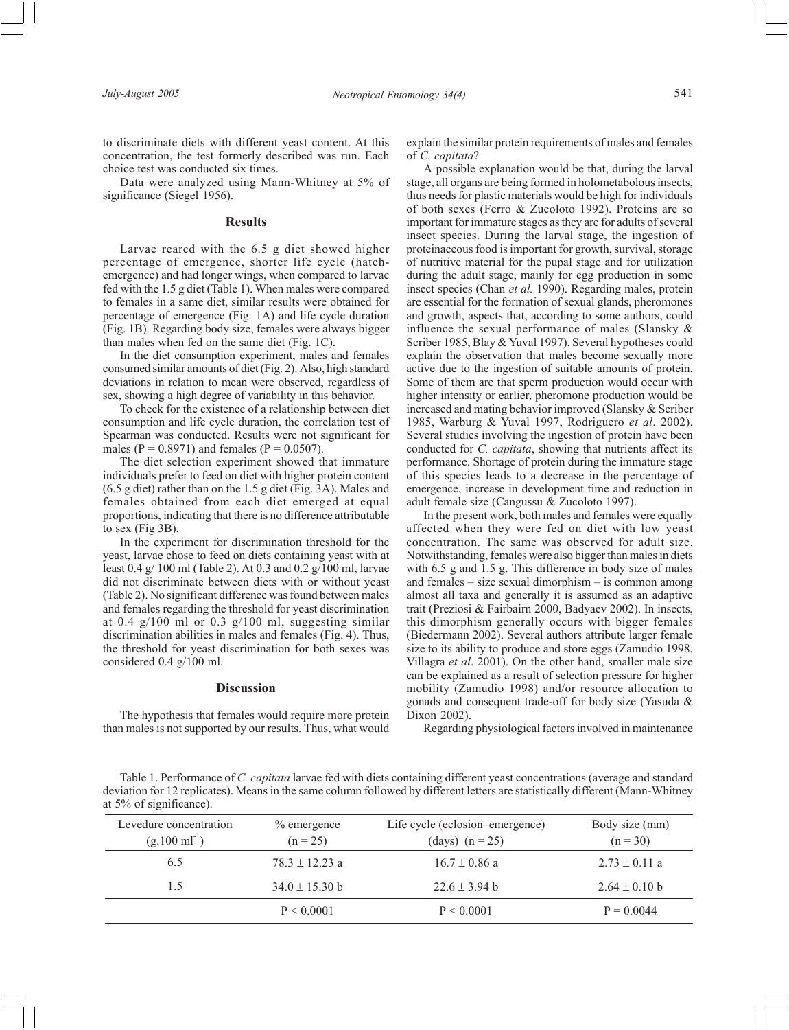to discriminate diets with different yeast content. At this concentration, the test formerly described was run. Each choice test was conducted six times.

Data were analyzed using Mann-Whitney at 5% of significance (Siegel 1956).

## Results

Larvae reared with the 6.5 g diet showed higher percentage of emergence, shorter life cycle (hatch-emergence) and had longer wings, when compared to larvae fed with the 1.5 g diet (Table 1). When males were compared to females in a same diet, similar results were obtained for percentage of emergence (Fig. 1A) and life cycle duration (Fig. 1B). Regarding body size, females were always bigger than males when fed on the same diet (Fig. 1C).

In the diet consumption experiment, males and females consumed similar amounts of diet (Fig. 2). Also, high standard deviations in relation to mean were observed, regardless of sex, showing a high degree of variability in this behavior.

To check for the existence of a relationship between diet consumption and life cycle duration, the correlation test of Spearman was conducted. Results were not significant for males ($P = 0.8971$) and females ($P = 0.0507$).

The diet selection experiment showed that immature individuals prefer to feed on diet with higher protein content (6.5 g diet) rather than on the 1.5 g diet (Fig. 3A). Males and females obtained from each diet emerged at equal proportions, indicating that there is no difference attributable to sex (Fig 3B).

In the experiment for discrimination threshold for the yeast, larvae chose to feed on diets containing yeast with at least 0.4 g/ 100 ml (Table 2). At 0.3 and 0.2 g/100 ml, larvae did not discriminate between diets with or without yeast (Table 2). No significant difference was found between males and females regarding the threshold for yeast discrimination at 0.4 g/100 ml or 0.3 g/100 ml, suggesting similar discrimination abilities in males and females (Fig. 4). Thus, the threshold for yeast discrimination for both sexes was considered 0.4 g/100 ml.

## Discussion

The hypothesis that females would require more protein than males is not supported by our results. Thus, what would explain the similar protein requirements of males and females of *C. capitata*?

A possible explanation would be that, during the larval stage, all organs are being formed in holometabolous insects, thus needs for plastic materials would be high for individuals of both sexes (Ferro & Zucoloto 1992). Proteins are so important for immature stages as they are for adults of several insect species. During the larval stage, the ingestion of proteinaceous food is important for growth, survival, storage of nutritive material for the pupal stage and for utilization during the adult stage, mainly for egg production in some insect species (Chan *et al.* 1990). Regarding males, protein are essential for the formation of sexual glands, pheromones and growth, aspects that, according to some authors, could influence the sexual performance of males (Slansky & Scriber 1985, Blay & Yuval 1997). Several hypotheses could explain the observation that males become sexually more active due to the ingestion of suitable amounts of protein. Some of them are that sperm production would occur with higher intensity or earlier, pheromone production would be increased and mating behavior improved (Slansky & Scriber 1985, Warburg & Yuval 1997, Rodriguero *et al*. 2002). Several studies involving the ingestion of protein have been conducted for *C. capitata*, showing that nutrients affect its performance. Shortage of protein during the immature stage of this species leads to a decrease in the percentage of emergence, increase in development time and reduction in adult female size (Cangussu & Zucoloto 1997).

In the present work, both males and females were equally affected when they were fed on diet with low yeast concentration. The same was observed for adult size. Notwithstanding, females were also bigger than males in diets with 6.5 g and 1.5 g. This difference in body size of males and females – size sexual dimorphism – is common among almost all taxa and generally it is assumed as an adaptive trait (Preziosi & Fairbairn 2000, Badyaev 2002). In insects, this dimorphism generally occurs with bigger females (Biedermann 2002). Several authors attribute larger female size to its ability to produce and store eggs (Zamudio 1998, Villagra *et al*. 2001). On the other hand, smaller male size can be explained as a result of selection pressure for higher mobility (Zamudio 1998) and/or resource allocation to gonads and consequent trade-off for body size (Yasuda & Dixon 2002).

Regarding physiological factors involved in maintenance

Table 1. Performance of *C. capitata* larvae fed with diets containing different yeast concentrations (average and standard deviation for 12 replicates). Means in the same column followed by different letters are statistically different (Mann-Whitney at 5% of significance).

| Levedure concentration ($g.100\ ml^{-1}$) | % emergence ($n = 25$) | Life cycle (eclosion–emergence) (days) ($n = 25$) | Body size (mm) ($n = 30$) |
|---|---|---|---|
| 6.5 | 78.3 ± 12.23 a | 16.7 ± 0.86 a | 2.73 ± 0.11 a |
| 1.5 | 34.0 ± 15.30 b | 22.6 ± 3.94 b | 2.64 ± 0.10 b |
| | $P < 0.0001$ | $P < 0.0001$ | $P = 0.0044$ |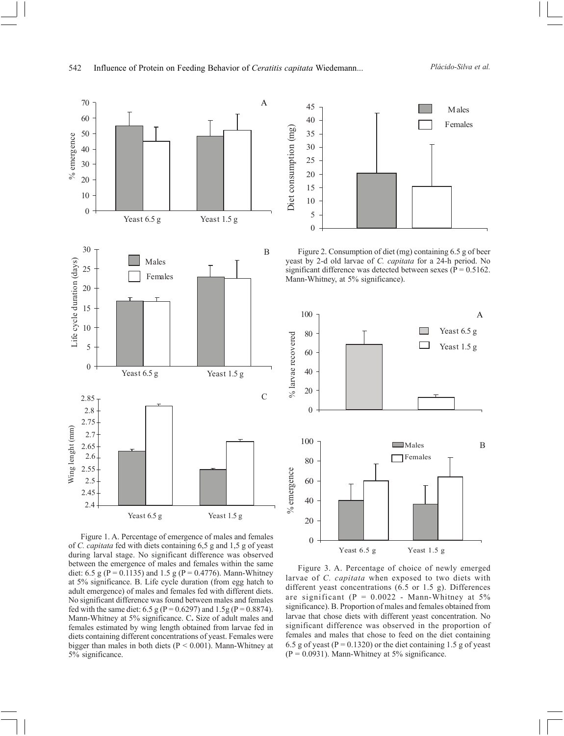Figure 1. A. Percentage of emergence of males and females of *C. capitata* fed with diets containing 6,5 g and 1,5 g of yeast during larval stage. No significant difference was observed between the emergence of males and females within the same diet: 6.5 g (P = 0.1135) and 1.5 g (P = 0.4776). Mann-Whitney at 5% significance. B. Life cycle duration (from egg hatch to adult emergence) of males and females fed with different diets. No significant difference was found between males and females fed with the same diet: 6.5 g (P = 0.6297) and 1.5g (P = 0.8874). Mann-Whitney at 5% significance. C**.** Size of adult males and females estimated by wing length obtained from larvae fed in diets containing different concentrations of yeast. Females were bigger than males in both diets (P < 0.001). Mann-Whitney at 5% significance.

Figure 2. Consumption of diet (mg) containing 6.5 g of beer yeast by 2-d old larvae of *C. capitata* for a 24-h period. No significant difference was detected between sexes (P = 0.5162. Mann-Whitney, at 5% significance).

Figure 3. A. Percentage of choice of newly emerged larvae of *C. capitata* when exposed to two diets with different yeast concentrations (6.5 or 1.5 g). Differences are significant (P = 0.0022 - Mann-Whitney at 5% significance). B. Proportion of males and females obtained from larvae that chose diets with different yeast concentration. No significant difference was observed in the proportion of females and males that chose to feed on the diet containing 6.5 g of yeast (P = 0.1320) or the diet containing 1.5 g of yeast (P = 0.0931). Mann-Whitney at 5% significance.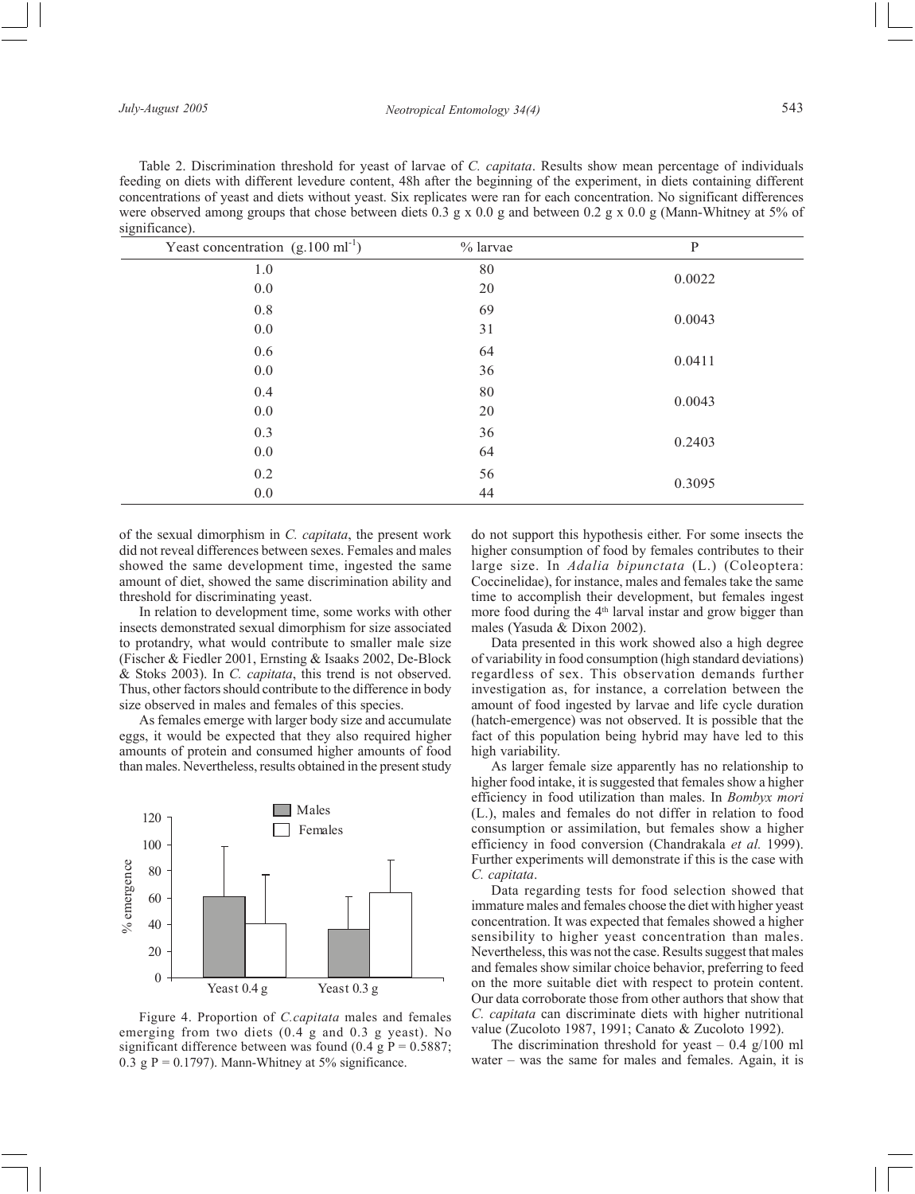Table 2. Discrimination threshold for yeast of larvae of *C. capitata*. Results show mean percentage of individuals feeding on diets with different levedure content, 48h after the beginning of the experiment, in diets containing different concentrations of yeast and diets without yeast. Six replicates were ran for each concentration. No significant differences were observed among groups that chose between diets 0.3 g x 0.0 g and between 0.2 g x 0.0 g (Mann-Whitney at 5% of significance).

| Yeast concentration ($g.100\ ml^{-1}$) | % larvae | P |
|---|---|---|
| 1.0 | 80 | 0.0022 |
| 0.0 | 20 | |
| 0.8 | 69 | 0.0043 |
| 0.0 | 31 | |
| 0.6 | 64 | 0.0411 |
| 0.0 | 36 | |
| 0.4 | 80 | 0.0043 |
| 0.0 | 20 | |
| 0.3 | 36 | 0.2403 |
| 0.0 | 64 | |
| 0.2 | 56 | 0.3095 |
| 0.0 | 44 | |

of the sexual dimorphism in *C. capitata*, the present work did not reveal differences between sexes. Females and males showed the same development time, ingested the same amount of diet, showed the same discrimination ability and threshold for discriminating yeast.

In relation to development time, some works with other insects demonstrated sexual dimorphism for size associated to protandry, what would contribute to smaller male size (Fischer & Fiedler 2001, Ernsting & Isaaks 2002, De-Block & Stoks 2003). In *C. capitata*, this trend is not observed. Thus, other factors should contribute to the difference in body size observed in males and females of this species.

As females emerge with larger body size and accumulate eggs, it would be expected that they also required higher amounts of protein and consumed higher amounts of food than males. Nevertheless, results obtained in the present study do not support this hypothesis either. For some insects the higher consumption of food by females contributes to their large size. In *Adalia bipunctata* (L.) (Coleoptera: Coccinelidae), for instance, males and females take the same time to accomplish their development, but females ingest more food during the 4th larval instar and grow bigger than males (Yasuda & Dixon 2002).

Data presented in this work showed also a high degree of variability in food consumption (high standard deviations) regardless of sex. This observation demands further investigation as, for instance, a correlation between the amount of food ingested by larvae and life cycle duration (hatch-emergence) was not observed. It is possible that the fact of this population being hybrid may have led to this high variability.

As larger female size apparently has no relationship to higher food intake, it is suggested that females show a higher efficiency in food utilization than males. In *Bombyx mori* (L.), males and females do not differ in relation to food consumption or assimilation, but females show a higher efficiency in food conversion (Chandrakala *et al.* 1999). Further experiments will demonstrate if this is the case with *C. capitata*.

Figure 4. Proportion of *C. capitata* males and females emerging from two diets (0.4 g and 0.3 g yeast). No significant difference between was found (0.4 g P = 0.5887; 0.3 g P = 0.1797). Mann-Whitney at 5% significance.

Data regarding tests for food selection showed that immature males and females choose the diet with higher yeast concentration. It was expected that females showed a higher sensibility to higher yeast concentration than males. Nevertheless, this was not the case. Results suggest that males and females show similar choice behavior, preferring to feed on the more suitable diet with respect to protein content. Our data corroborate those from other authors that show that *C. capitata* can discriminate diets with higher nutritional value (Zucoloto 1987, 1991; Canato & Zucoloto 1992).

The discrimination threshold for yeast – 0.4 g/100 ml water – was the same for males and females. Again, it is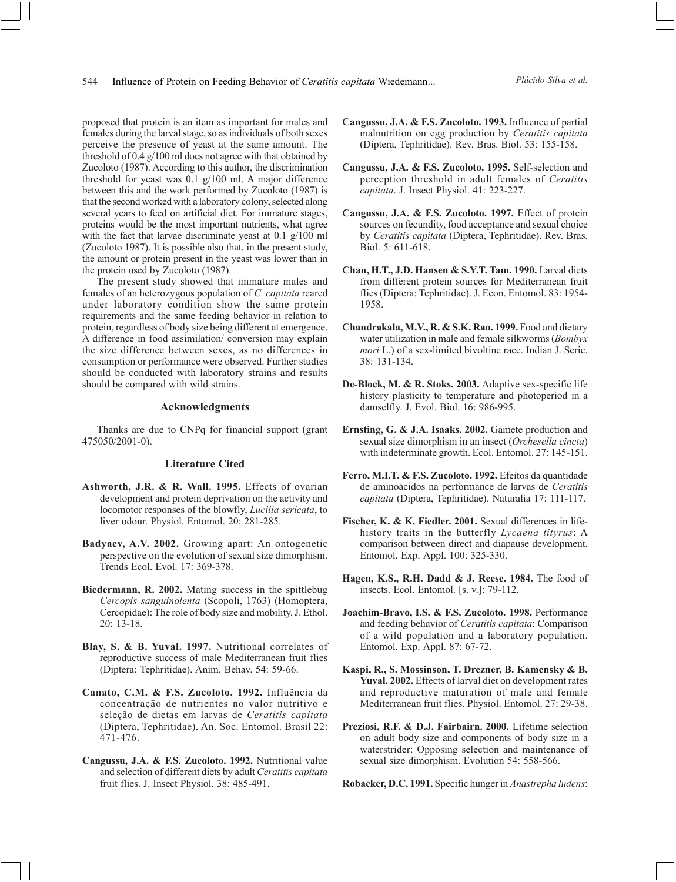proposed that protein is an item as important for males and females during the larval stage, so as individuals of both sexes perceive the presence of yeast at the same amount. The threshold of 0.4 g/100 ml does not agree with that obtained by Zucoloto (1987). According to this author, the discrimination threshold for yeast was 0.1 g/100 ml. A major difference between this and the work performed by Zucoloto (1987) is that the second worked with a laboratory colony, selected along several years to feed on artificial diet. For immature stages, proteins would be the most important nutrients, what agree with the fact that larvae discriminate yeast at 0.1 g/100 ml (Zucoloto 1987). It is possible also that, in the present study, the amount or protein present in the yeast was lower than in the protein used by Zucoloto (1987).

The present study showed that immature males and females of an heterozygous population of *C. capitata* reared under laboratory condition show the same protein requirements and the same feeding behavior in relation to protein, regardless of body size being different at emergence. A difference in food assimilation/ conversion may explain the size difference between sexes, as no differences in consumption or performance were observed. Further studies should be conducted with laboratory strains and results should be compared with wild strains.

## Acknowledgments

Thanks are due to CNPq for financial support (grant 475050/2001-0).

## Literature Cited

**Ashworth, J.R. & R. Wall. 1995.** Effects of ovarian development and protein deprivation on the activity and locomotor responses of the blowfly, *Lucilia sericata*, to liver odour. Physiol. Entomol. 20: 281-285.

**Badyaev, A.V. 2002.** Growing apart: An ontogenetic perspective on the evolution of sexual size dimorphism. Trends Ecol. Evol. 17: 369-378.

**Biedermann, R. 2002.** Mating success in the spittlebug *Cercopis sanguinolenta* (Scopoli, 1763) (Homoptera, Cercopidae): The role of body size and mobility. J. Ethol. 20: 13-18.

**Blay, S. & B. Yuval. 1997.** Nutritional correlates of reproductive success of male Mediterranean fruit flies (Diptera: Tephritidae). Anim. Behav. 54: 59-66.

**Canato, C.M. & F.S. Zucoloto. 1992.** Influência da concentração de nutrientes no valor nutritivo e seleção de dietas em larvas de *Ceratitis capitata* (Diptera, Tephritidae). An. Soc. Entomol. Brasil 22: 471-476.

**Cangussu, J.A. & F.S. Zucoloto. 1992.** Nutritional value and selection of different diets by adult *Ceratitis capitata* fruit flies. J. Insect Physiol. 38: 485-491.

**Cangussu, J.A. & F.S. Zucoloto. 1993.** Influence of partial malnutrition on egg production by *Ceratitis capitata* (Diptera, Tephritidae). Rev. Bras. Biol. 53: 155-158.

**Cangussu, J.A. & F.S. Zucoloto. 1995.** Self-selection and perception threshold in adult females of *Ceratitis capitata*. J. Insect Physiol. 41: 223-227.

**Cangussu, J.A. & F.S. Zucoloto. 1997.** Effect of protein sources on fecundity, food acceptance and sexual choice by *Ceratitis capitata* (Diptera, Tephritidae). Rev. Bras. Biol. 5: 611-618.

**Chan, H.T., J.D. Hansen & S.Y.T. Tam. 1990.** Larval diets from different protein sources for Mediterranean fruit flies (Diptera: Tephritidae). J. Econ. Entomol. 83: 1954-1958.

**Chandrakala, M.V., R. & S.K. Rao. 1999.** Food and dietary water utilization in male and female silkworms (*Bombyx mori* L.) of a sex-limited bivoltine race. Indian J. Seric. 38: 131-134.

**De-Block, M. & R. Stoks. 2003.** Adaptive sex-specific life history plasticity to temperature and photoperiod in a damselfly. J. Evol. Biol. 16: 986-995.

**Ernsting, G. & J.A. Isaaks. 2002.** Gamete production and sexual size dimorphism in an insect (*Orchesella cincta*) with indeterminate growth. Ecol. Entomol. 27: 145-151.

**Ferro, M.I.T. & F.S. Zucoloto. 1992.** Efeitos da quantidade de aminoácidos na performance de larvas de *Ceratitis capitata* (Diptera, Tephritidae). Naturalia 17: 111-117.

**Fischer, K. & K. Fiedler. 2001.** Sexual differences in life-history traits in the butterfly *Lycaena tityrus*: A comparison between direct and diapause development. Entomol. Exp. Appl. 100: 325-330.

**Hagen, K.S., R.H. Dadd & J. Reese. 1984.** The food of insects. Ecol. Entomol. [s. v.]: 79-112.

**Joachim-Bravo, I.S. & F.S. Zucoloto. 1998.** Performance and feeding behavior of *Ceratitis capitata*: Comparison of a wild population and a laboratory population. Entomol. Exp. Appl. 87: 67-72.

**Kaspi, R., S. Mossinson, T. Drezner, B. Kamensky & B. Yuval. 2002.** Effects of larval diet on development rates and reproductive maturation of male and female Mediterranean fruit flies. Physiol. Entomol. 27: 29-38.

**Preziosi, R.F. & D.J. Fairbairn. 2000.** Lifetime selection on adult body size and components of body size in a waterstrider: Opposing selection and maintenance of sexual size dimorphism. Evolution 54: 558-566.

**Robacker, D.C. 1991.** Specific hunger in *Anastrepha ludens*: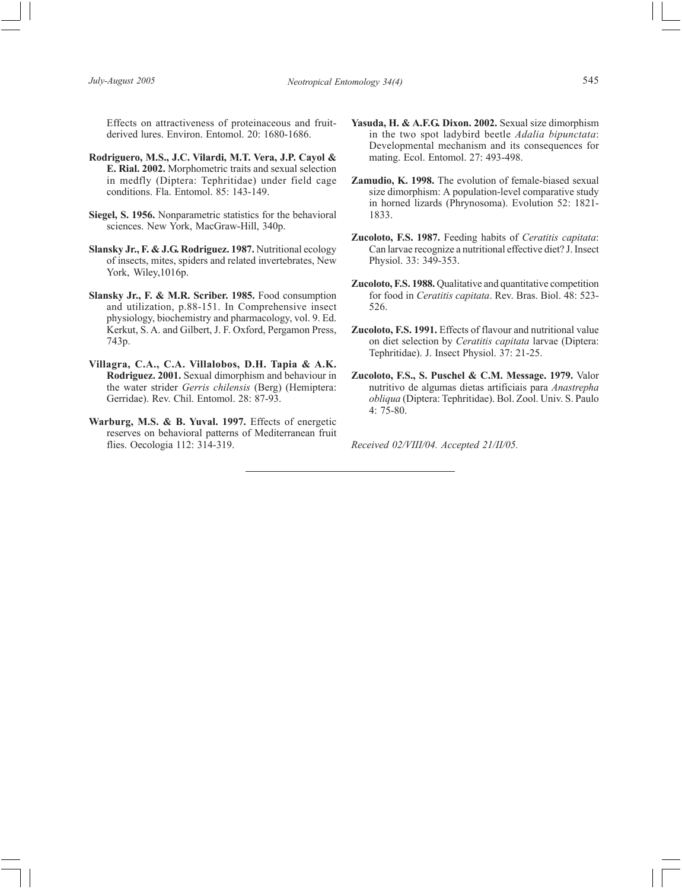Effects on attractiveness of proteinaceous and fruit-derived lures. Environ. Entomol. 20: 1680-1686.

**Rodriguero, M.S., J.C. Vilardi, M.T. Vera, J.P. Cayol & E. Rial. 2002.** Morphometric traits and sexual selection in medfly (Diptera: Tephritidae) under field cage conditions. Fla. Entomol. 85: 143-149.

**Siegel, S. 1956.** Nonparametric statistics for the behavioral sciences. New York, MacGraw-Hill, 340p.

**Slansky Jr., F. & J.G. Rodriguez. 1987.** Nutritional ecology of insects, mites, spiders and related invertebrates, New York, Wiley,1016p.

**Slansky Jr., F. & M.R. Scriber. 1985.** Food consumption and utilization, p.88-151. In Comprehensive insect physiology, biochemistry and pharmacology, vol. 9. Ed. Kerkut, S. A. and Gilbert, J. F. Oxford, Pergamon Press, 743p.

**Villagra, C.A., C.A. Villalobos, D.H. Tapia & A.K. Rodriguez. 2001.** Sexual dimorphism and behaviour in the water strider *Gerris chilensis* (Berg) (Hemiptera: Gerridae). Rev. Chil. Entomol. 28: 87-93.

**Warburg, M.S. & B. Yuval. 1997.** Effects of energetic reserves on behavioral patterns of Mediterranean fruit flies. Oecologia 112: 314-319.

**Yasuda, H. & A.F.G. Dixon. 2002.** Sexual size dimorphism in the two spot ladybird beetle *Adalia bipunctata*: Developmental mechanism and its consequences for mating. Ecol. Entomol. 27: 493-498.

**Zamudio, K. 1998.** The evolution of female-biased sexual size dimorphism: A population-level comparative study in horned lizards (Phrynosoma). Evolution 52: 1821-1833.

**Zucoloto, F.S. 1987.** Feeding habits of *Ceratitis capitata*: Can larvae recognize a nutritional effective diet? J. Insect Physiol. 33: 349-353.

**Zucoloto, F.S. 1988.** Qualitative and quantitative competition for food in *Ceratitis capitata*. Rev. Bras. Biol. 48: 523-526.

**Zucoloto, F.S. 1991.** Effects of flavour and nutritional value on diet selection by *Ceratitis capitata* larvae (Diptera: Tephritidae). J. Insect Physiol. 37: 21-25.

**Zucoloto, F.S., S. Puschel & C.M. Message. 1979.** Valor nutritivo de algumas dietas artificiais para *Anastrepha obliqua* (Diptera: Tephritidae). Bol. Zool. Univ. S. Paulo 4: 75-80.

*Received 02/VIII/04. Accepted 21/II/05.*